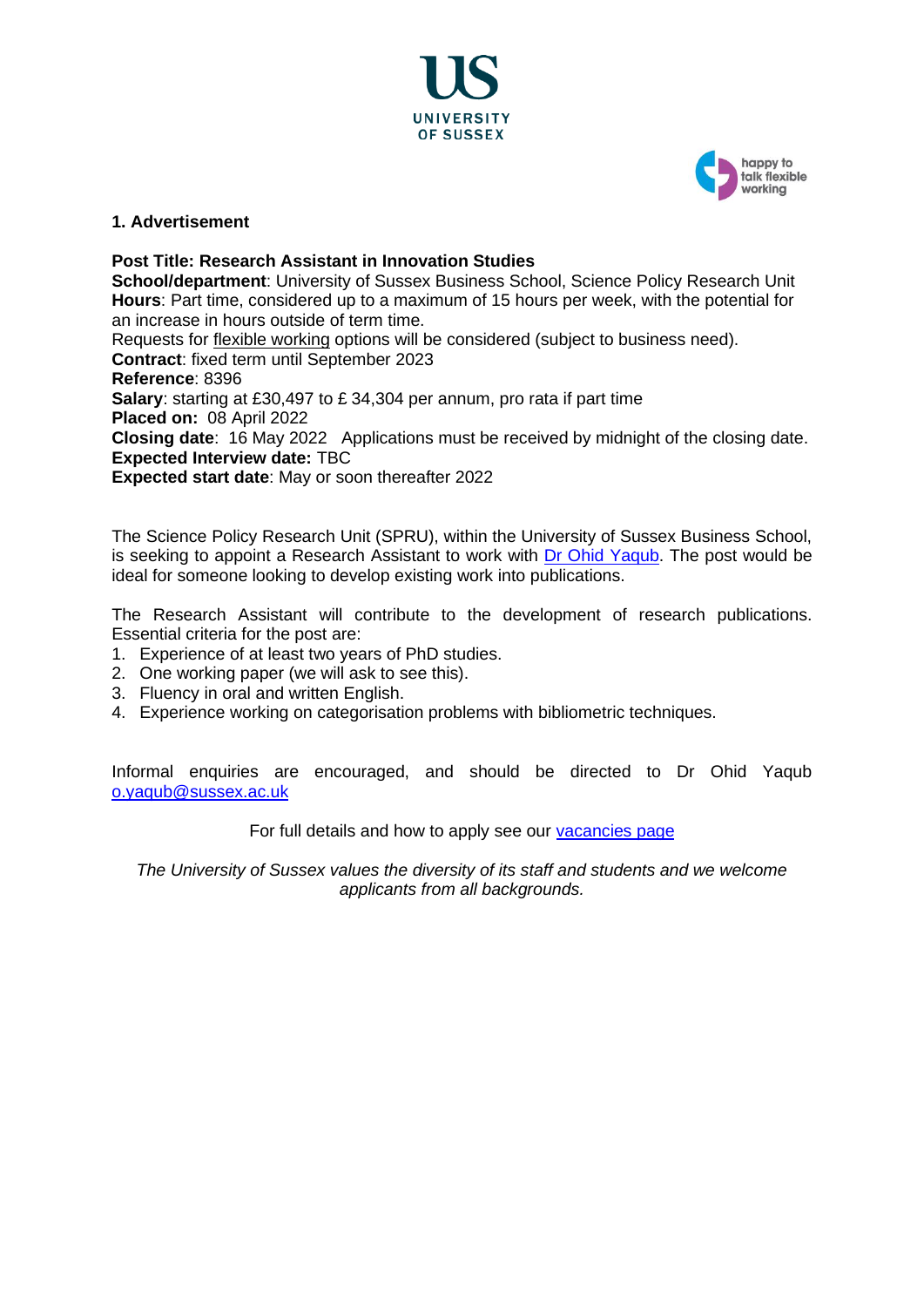UNIVERSITY OF SUSSEX

happy to talk flexible working

## 1. Advertisement

**Post Title: Research Assistant in Innovation Studies**
**School/department**: University of Sussex Business School, Science Policy Research Unit
**Hours**: Part time, considered up to a maximum of 15 hours per week, with the potential for an increase in hours outside of term time.
Requests for flexible working options will be considered (subject to business need).
**Contract**: fixed term until September 2023
**Reference**: 8396
**Salary**: starting at £30,497 to £ 34,304 per annum, pro rata if part time
**Placed on:** 08 April 2022
**Closing date**: 16 May 2022 Applications must be received by midnight of the closing date.
**Expected Interview date:** TBC
**Expected start date**: May or soon thereafter 2022

The Science Policy Research Unit (SPRU), within the University of Sussex Business School, is seeking to appoint a Research Assistant to work with Dr Ohid Yaqub. The post would be ideal for someone looking to develop existing work into publications.

The Research Assistant will contribute to the development of research publications. Essential criteria for the post are:

1. Experience of at least two years of PhD studies.
2. One working paper (we will ask to see this).
3. Fluency in oral and written English.
4. Experience working on categorisation problems with bibliometric techniques.

Informal enquiries are encouraged, and should be directed to Dr Ohid Yaqub o.yaqub@sussex.ac.uk

For full details and how to apply see our vacancies page

*The University of Sussex values the diversity of its staff and students and we welcome applicants from all backgrounds.*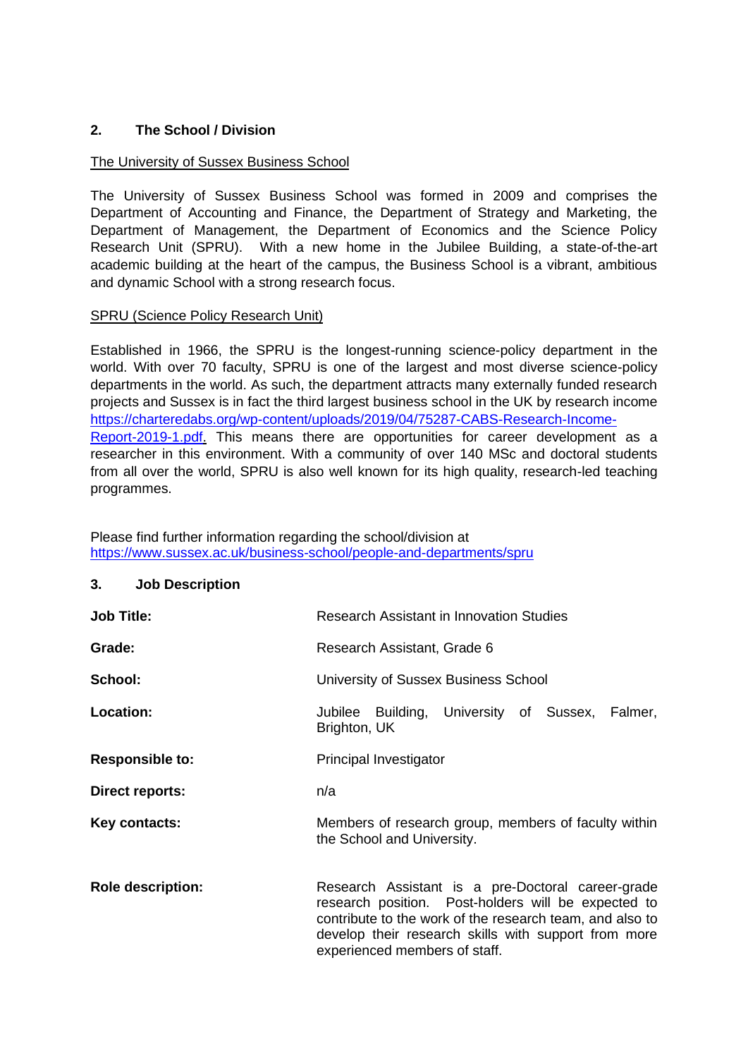## 2. The School / Division

The University of Sussex Business School

The University of Sussex Business School was formed in 2009 and comprises the Department of Accounting and Finance, the Department of Strategy and Marketing, the Department of Management, the Department of Economics and the Science Policy Research Unit (SPRU). With a new home in the Jubilee Building, a state-of-the-art academic building at the heart of the campus, the Business School is a vibrant, ambitious and dynamic School with a strong research focus.

SPRU (Science Policy Research Unit)

Established in 1966, the SPRU is the longest-running science-policy department in the world. With over 70 faculty, SPRU is one of the largest and most diverse science-policy departments in the world. As such, the department attracts many externally funded research projects and Sussex is in fact the third largest business school in the UK by research income [https://charteredabs.org/wp-content/uploads/2019/04/75287-CABS-Research-Income-Report-2019-1.pdf](https://charteredabs.org/wp-content/uploads/2019/04/75287-CABS-Research-Income-Report-2019-1.pdf). This means there are opportunities for career development as a researcher in this environment. With a community of over 140 MSc and doctoral students from all over the world, SPRU is also well known for its high quality, research-led teaching programmes.

Please find further information regarding the school/division at [https://www.sussex.ac.uk/business-school/people-and-departments/spru](https://www.sussex.ac.uk/business-school/people-and-departments/spru)

## 3. Job Description

| | |
|---|---|
| **Job Title:** | Research Assistant in Innovation Studies |
| **Grade:** | Research Assistant, Grade 6 |
| **School:** | University of Sussex Business School |
| **Location:** | Jubilee Building, University of Sussex, Falmer, Brighton, UK |
| **Responsible to:** | Principal Investigator |
| **Direct reports:** | n/a |
| **Key contacts:** | Members of research group, members of faculty within the School and University. |
| **Role description:** | Research Assistant is a pre-Doctoral career-grade research position. Post-holders will be expected to contribute to the work of the research team, and also to develop their research skills with support from more experienced members of staff. |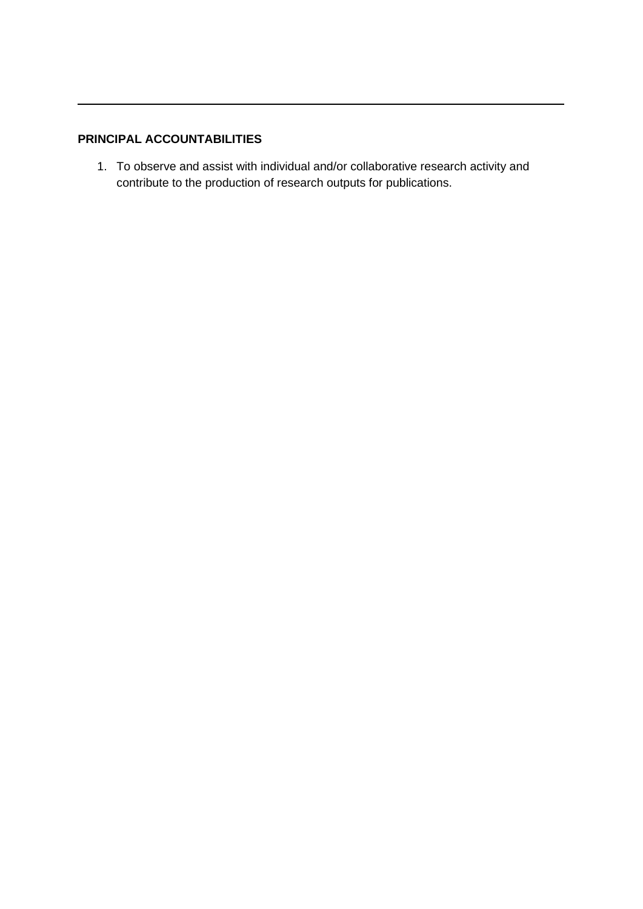---

**PRINCIPAL ACCOUNTABILITIES**

1. To observe and assist with individual and/or collaborative research activity and contribute to the production of research outputs for publications.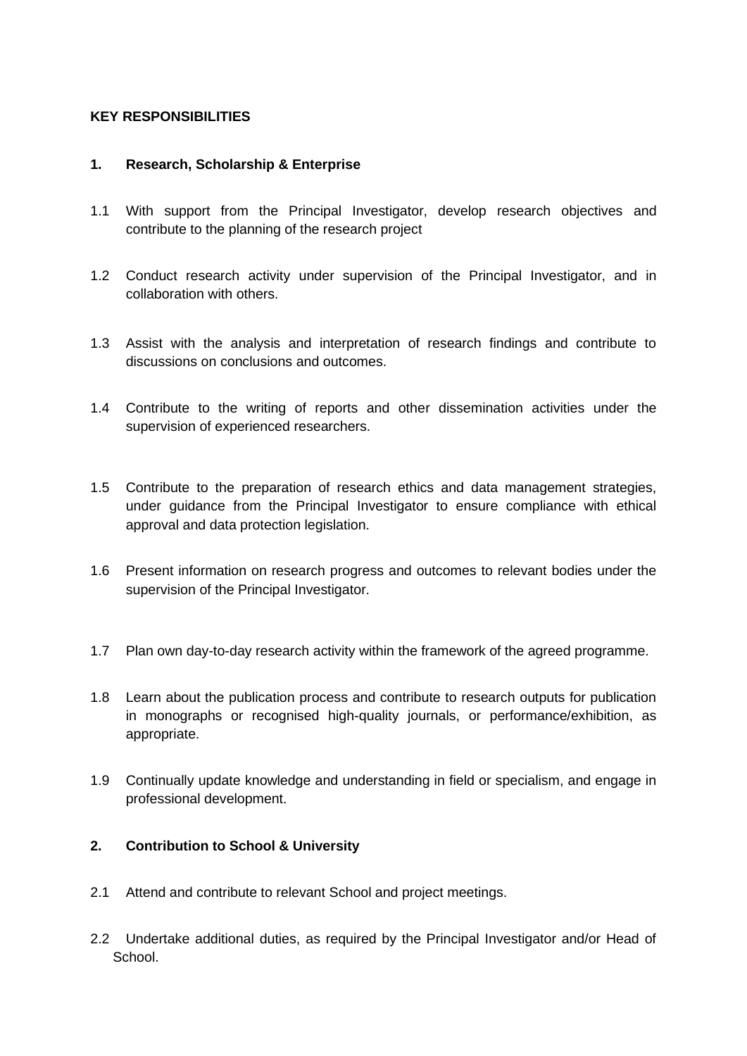**KEY RESPONSIBILITIES**

**1. Research, Scholarship & Enterprise**

1.1 With support from the Principal Investigator, develop research objectives and contribute to the planning of the research project

1.2 Conduct research activity under supervision of the Principal Investigator, and in collaboration with others.

1.3 Assist with the analysis and interpretation of research findings and contribute to discussions on conclusions and outcomes.

1.4 Contribute to the writing of reports and other dissemination activities under the supervision of experienced researchers.

1.5 Contribute to the preparation of research ethics and data management strategies, under guidance from the Principal Investigator to ensure compliance with ethical approval and data protection legislation.

1.6 Present information on research progress and outcomes to relevant bodies under the supervision of the Principal Investigator.

1.7 Plan own day-to-day research activity within the framework of the agreed programme.

1.8 Learn about the publication process and contribute to research outputs for publication in monographs or recognised high-quality journals, or performance/exhibition, as appropriate.

1.9 Continually update knowledge and understanding in field or specialism, and engage in professional development.

**2. Contribution to School & University**

2.1 Attend and contribute to relevant School and project meetings.

2.2 Undertake additional duties, as required by the Principal Investigator and/or Head of School.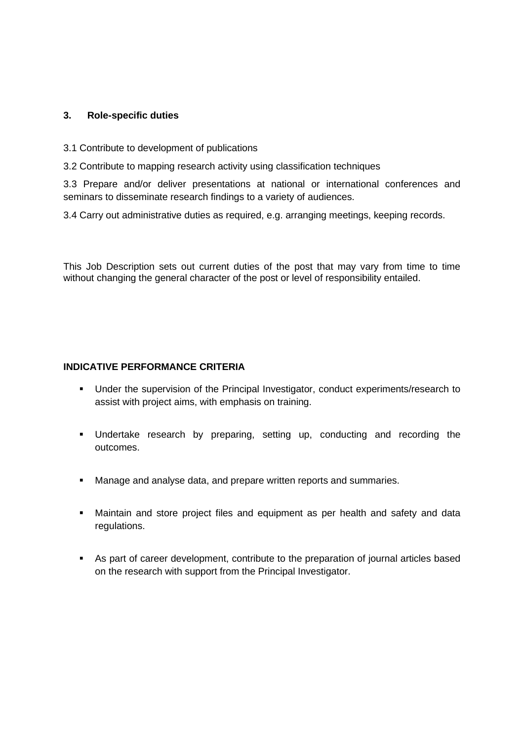### 3. Role-specific duties

3.1 Contribute to development of publications

3.2 Contribute to mapping research activity using classification techniques

3.3 Prepare and/or deliver presentations at national or international conferences and seminars to disseminate research findings to a variety of audiences.

3.4 Carry out administrative duties as required, e.g. arranging meetings, keeping records.

This Job Description sets out current duties of the post that may vary from time to time without changing the general character of the post or level of responsibility entailed.

### INDICATIVE PERFORMANCE CRITERIA

- Under the supervision of the Principal Investigator, conduct experiments/research to assist with project aims, with emphasis on training.
- Undertake research by preparing, setting up, conducting and recording the outcomes.
- Manage and analyse data, and prepare written reports and summaries.
- Maintain and store project files and equipment as per health and safety and data regulations.
- As part of career development, contribute to the preparation of journal articles based on the research with support from the Principal Investigator.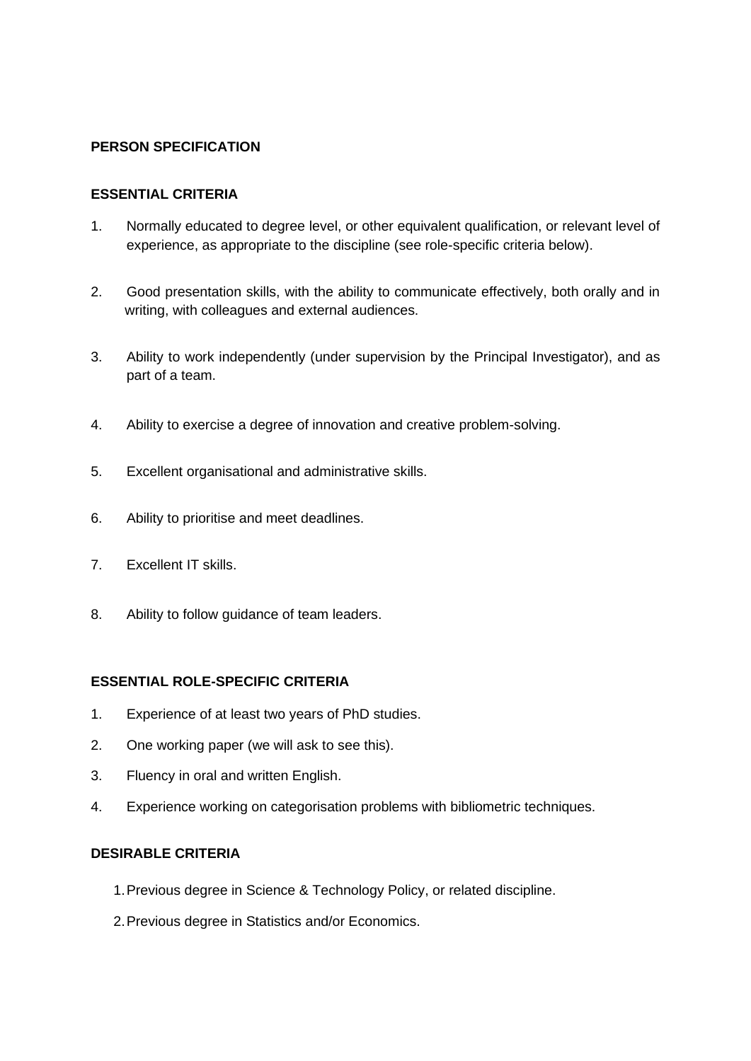**PERSON SPECIFICATION**

**ESSENTIAL CRITERIA**

1. Normally educated to degree level, or other equivalent qualification, or relevant level of experience, as appropriate to the discipline (see role-specific criteria below).

2. Good presentation skills, with the ability to communicate effectively, both orally and in writing, with colleagues and external audiences.

3. Ability to work independently (under supervision by the Principal Investigator), and as part of a team.

4. Ability to exercise a degree of innovation and creative problem-solving.

5. Excellent organisational and administrative skills.

6. Ability to prioritise and meet deadlines.

7. Excellent IT skills.

8. Ability to follow guidance of team leaders.

**ESSENTIAL ROLE-SPECIFIC CRITERIA**

1. Experience of at least two years of PhD studies.
2. One working paper (we will ask to see this).
3. Fluency in oral and written English.
4. Experience working on categorisation problems with bibliometric techniques.

**DESIRABLE CRITERIA**

1. Previous degree in Science & Technology Policy, or related discipline.
2. Previous degree in Statistics and/or Economics.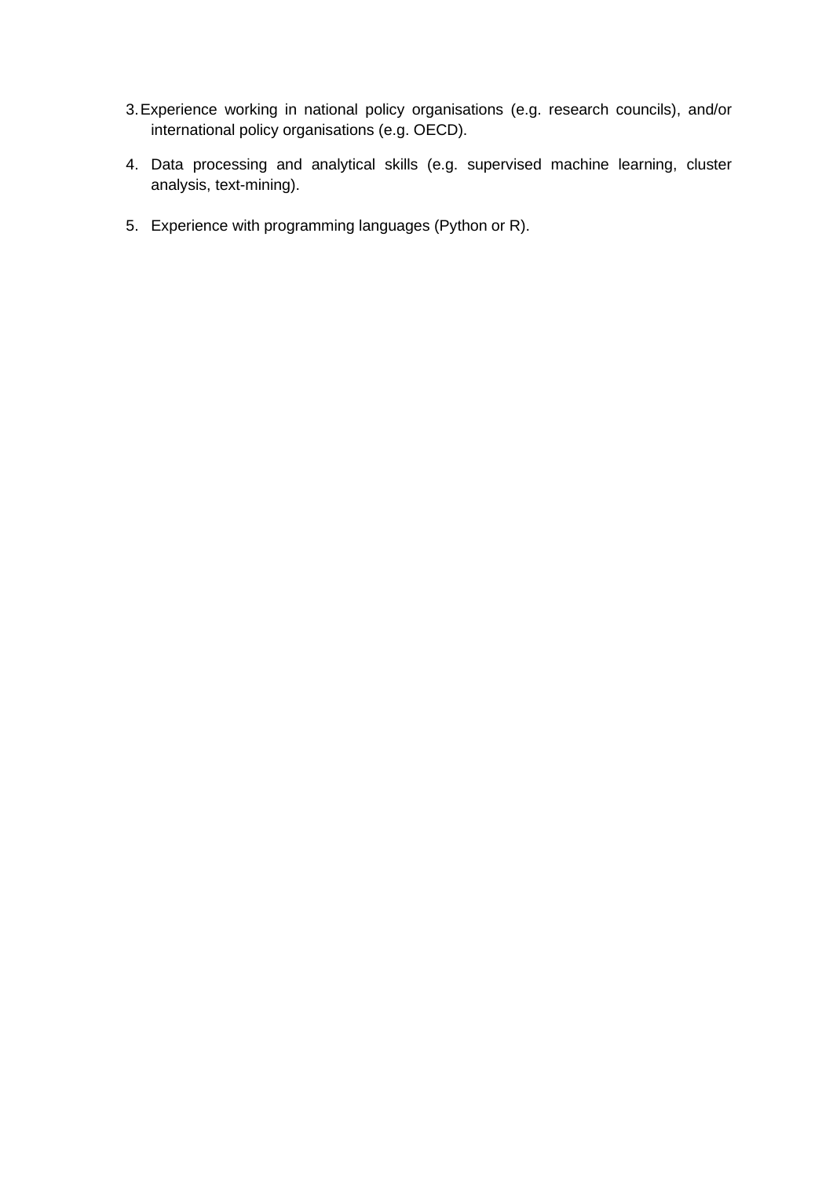3. Experience working in national policy organisations (e.g. research councils), and/or international policy organisations (e.g. OECD).

4. Data processing and analytical skills (e.g. supervised machine learning, cluster analysis, text-mining).

5. Experience with programming languages (Python or R).